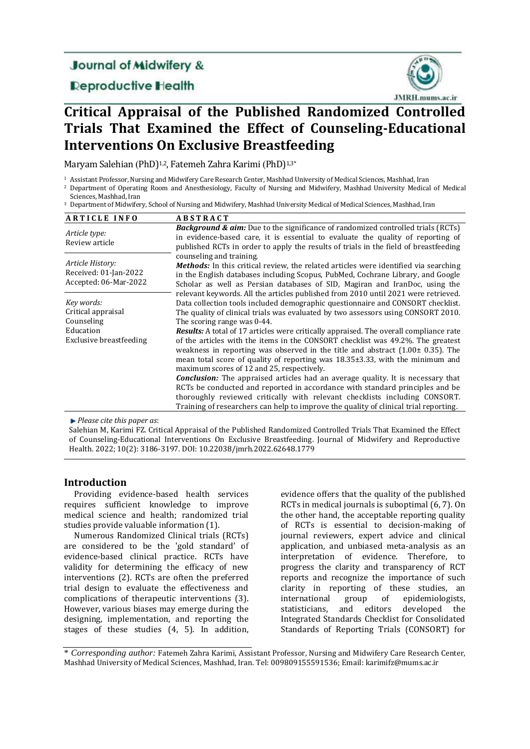Journal of Midwifery & Reproductive Health

# Critical Appraisal of the Published Randomized Controlled Trials That Examined the Effect of Counseling-Educational Interventions On Exclusive Breastfeeding

Maryam Salehian (PhD)[1,2], Fatemeh Zahra Karimi (PhD)[1,3*]

[1] Assistant Professor, Nursing and Midwifery Care Research Center, Mashhad University of Medical Sciences, Mashhad, Iran

[2] Department of Operating Room and Anesthesiology, Faculty of Nursing and Midwifery, Mashhad University Medical of Medical Sciences, Mashhad, Iran

[3] Department of Midwifery, School of Nursing and Midwifery, Mashhad University Medical of Medical Sciences, Mashhad, Iran

| ARTICLE INFO | ABSTRACT |
|---|---|
| *Article type:* Review article<br><br>*Article History:* Received: 01-Jan-2022 Accepted: 06-Mar-2022<br><br>*Key words:* Critical appraisal Counseling Education Exclusive breastfeeding | ***Background & aim:*** Due to the significance of randomized controlled trials (RCTs) in evidence-based care, it is essential to evaluate the quality of reporting of published RCTs in order to apply the results of trials in the field of breastfeeding counseling and training.<br>***Methods:*** In this critical review, the related articles were identified via searching in the English databases including Scopus, PubMed, Cochrane Library, and Google Scholar as well as Persian databases of SID, Magiran and IranDoc, using the relevant keywords. All the articles published from 2010 until 2021 were retrieved. Data collection tools included demographic questionnaire and CONSORT checklist. The quality of clinical trials was evaluated by two assessors using CONSORT 2010. The scoring range was 0-44.<br>***Results:*** A total of 17 articles were critically appraised. The overall compliance rate of the articles with the items in the CONSORT checklist was 49.2%. The greatest weakness in reporting was observed in the title and abstract (1.00± 0.35). The mean total score of quality of reporting was 18.35±3.33, with the minimum and maximum scores of 12 and 25, respectively.<br>***Conclusion:*** The appraised articles had an average quality. It is necessary that RCTs be conducted and reported in accordance with standard principles and be thoroughly reviewed critically with relevant checklists including CONSORT. Training of researchers can help to improve the quality of clinical trial reporting. |

*Please cite this paper as*:

Salehian M, Karimi FZ. Critical Appraisal of the Published Randomized Controlled Trials That Examined the Effect of Counseling-Educational Interventions On Exclusive Breastfeeding. Journal of Midwifery and Reproductive Health. 2022; 10(2): 3186-3197. DOI: 10.22038/jmrh.2022.62648.1779

## Introduction

Providing evidence-based health services requires sufficient knowledge to improve medical science and health; randomized trial studies provide valuable information (1).

Numerous Randomized Clinical trials (RCTs) are considered to be the 'gold standard' of evidence-based clinical practice. RCTs have validity for determining the efficacy of new interventions (2). RCTs are often the preferred trial design to evaluate the effectiveness and complications of therapeutic interventions (3). However, various biases may emerge during the designing, implementation, and reporting the stages of these studies (4, 5). In addition, evidence offers that the quality of the published RCTs in medical journals is suboptimal (6, 7). On the other hand, the acceptable reporting quality of RCTs is essential to decision-making of journal reviewers, expert advice and clinical application, and unbiased meta-analysis as an interpretation of evidence. Therefore, to progress the clarity and transparency of RCT reports and recognize the importance of such clarity in reporting of these studies, an international group of epidemiologists, statisticians, and editors developed the Integrated Standards Checklist for Consolidated Standards of Reporting Trials (CONSORT) for

\* *Corresponding author:* Fatemeh Zahra Karimi, Assistant Professor, Nursing and Midwifery Care Research Center, Mashhad University of Medical Sciences, Mashhad, Iran. Tel: 009809155591536; Email: karimifz@mums.ac.ir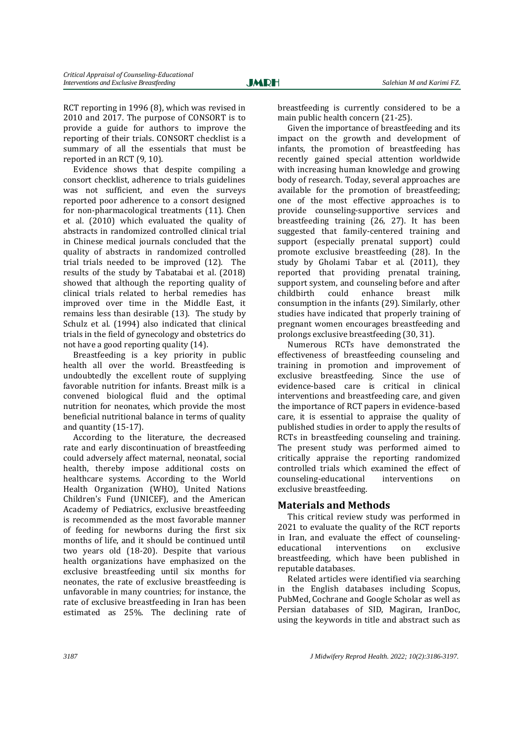RCT reporting in 1996 (8), which was revised in 2010 and 2017. The purpose of CONSORT is to provide a guide for authors to improve the reporting of their trials. CONSORT checklist is a summary of all the essentials that must be reported in an RCT (9, 10).

Evidence shows that despite compiling a consort checklist, adherence to trials guidelines was not sufficient, and even the surveys reported poor adherence to a consort designed for non-pharmacological treatments (11). Chen et al. (2010) which evaluated the quality of abstracts in randomized controlled clinical trial in Chinese medical journals concluded that the quality of abstracts in randomized controlled trial trials needed to be improved (12). The results of the study by Tabatabai et al. (2018) showed that although the reporting quality of clinical trials related to herbal remedies has improved over time in the Middle East, it remains less than desirable (13). The study by Schulz et al. (1994) also indicated that clinical trials in the field of gynecology and obstetrics do not have a good reporting quality (14).

Breastfeeding is a key priority in public health all over the world. Breastfeeding is undoubtedly the excellent route of supplying favorable nutrition for infants. Breast milk is a convened biological fluid and the optimal nutrition for neonates, which provide the most beneficial nutritional balance in terms of quality and quantity (15-17).

According to the literature, the decreased rate and early discontinuation of breastfeeding could adversely affect maternal, neonatal, social health, thereby impose additional costs on healthcare systems. According to the World Health Organization (WHO), United Nations Children's Fund (UNICEF), and the American Academy of Pediatrics, exclusive breastfeeding is recommended as the most favorable manner of feeding for newborns during the first six months of life, and it should be continued until two years old (18-20). Despite that various health organizations have emphasized on the exclusive breastfeeding until six months for neonates, the rate of exclusive breastfeeding is unfavorable in many countries; for instance, the rate of exclusive breastfeeding in Iran has been estimated as 25%. The declining rate of breastfeeding is currently considered to be a main public health concern (21-25).

Given the importance of breastfeeding and its impact on the growth and development of infants, the promotion of breastfeeding has recently gained special attention worldwide with increasing human knowledge and growing body of research. Today, several approaches are available for the promotion of breastfeeding; one of the most effective approaches is to provide counseling-supportive services and breastfeeding training (26, 27). It has been suggested that family-centered training and support (especially prenatal support) could promote exclusive breastfeeding (28). In the study by Gholami Tabar et al. (2011), they reported that providing prenatal training, support system, and counseling before and after childbirth could enhance breast milk consumption in the infants (29). Similarly, other studies have indicated that properly training of pregnant women encourages breastfeeding and prolongs exclusive breastfeeding (30, 31).

Numerous RCTs have demonstrated the effectiveness of breastfeeding counseling and training in promotion and improvement of exclusive breastfeeding. Since the use of evidence-based care is critical in clinical interventions and breastfeeding care, and given the importance of RCT papers in evidence-based care, it is essential to appraise the quality of published studies in order to apply the results of RCTs in breastfeeding counseling and training. The present study was performed aimed to critically appraise the reporting randomized controlled trials which examined the effect of counseling-educational interventions on exclusive breastfeeding.

## Materials and Methods

This critical review study was performed in 2021 to evaluate the quality of the RCT reports in Iran, and evaluate the effect of counseling-educational interventions on exclusive breastfeeding, which have been published in reputable databases.

Related articles were identified via searching in the English databases including Scopus, PubMed, Cochrane and Google Scholar as well as Persian databases of SID, Magiran, IranDoc, using the keywords in title and abstract such as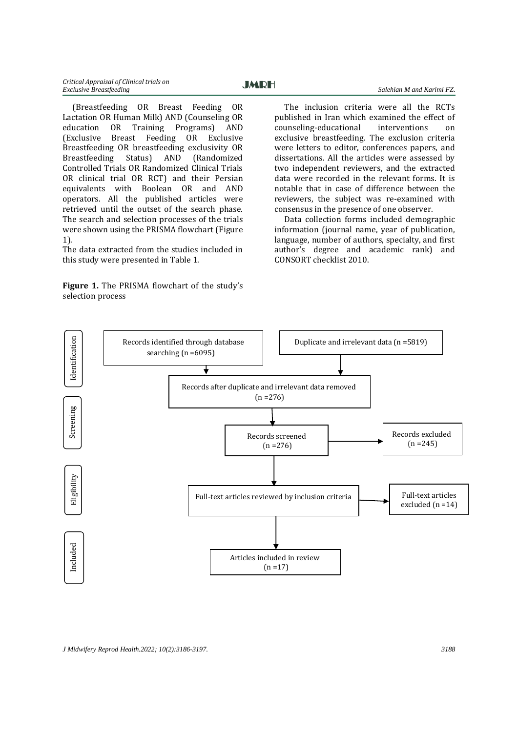(Breastfeeding OR Breast Feeding OR Lactation OR Human Milk) AND (Counseling OR education OR Training Programs) AND (Exclusive Breast Feeding OR Exclusive Breastfeeding OR breastfeeding exclusivity OR Breastfeeding Status) AND (Randomized Controlled Trials OR Randomized Clinical Trials OR clinical trial OR RCT) and their Persian equivalents with Boolean OR and AND operators. All the published articles were retrieved until the outset of the search phase. The search and selection processes of the trials were shown using the PRISMA flowchart (Figure 1).

The data extracted from the studies included in this study were presented in Table 1.

**Figure 1.** The PRISMA flowchart of the study's selection process

Identification

Records identified through database searching (n =6095)

Duplicate and irrelevant data (n =5819)

Records after duplicate and irrelevant data removed (n =276)

Screening

Records screened (n =276)

Records excluded (n =245)

Eligibility

Full-text articles reviewed by inclusion criteria

Full-text articles excluded (n =14)

Included

Articles included in review (n =17)

The inclusion criteria were all the RCTs published in Iran which examined the effect of counseling-educational interventions on exclusive breastfeeding. The exclusion criteria were letters to editor, conferences papers, and dissertations. All the articles were assessed by two independent reviewers, and the extracted data were recorded in the relevant forms. It is notable that in case of difference between the reviewers, the subject was re-examined with consensus in the presence of one observer.

Data collection forms included demographic information (journal name, year of publication, language, number of authors, specialty, and first author's degree and academic rank) and CONSORT checklist 2010.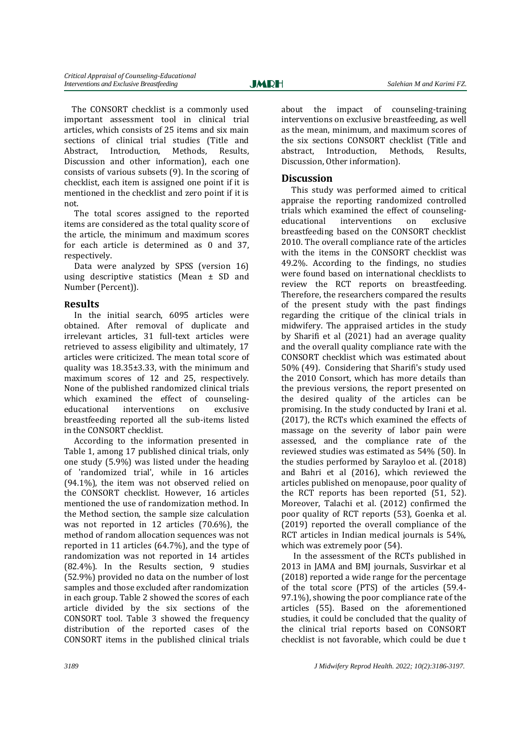The CONSORT checklist is a commonly used important assessment tool in clinical trial articles, which consists of 25 items and six main sections of clinical trial studies (Title and Abstract, Introduction, Methods, Results, Discussion and other information), each one consists of various subsets (9). In the scoring of checklist, each item is assigned one point if it is mentioned in the checklist and zero point if it is not.

The total scores assigned to the reported items are considered as the total quality score of the article, the minimum and maximum scores for each article is determined as 0 and 37, respectively.

Data were analyzed by SPSS (version 16) using descriptive statistics (Mean ± SD and Number (Percent)).

## Results

In the initial search, 6095 articles were obtained. After removal of duplicate and irrelevant articles, 31 full-text articles were retrieved to assess eligibility and ultimately, 17 articles were criticized. The mean total score of quality was 18.35±3.33, with the minimum and maximum scores of 12 and 25, respectively. None of the published randomized clinical trials which examined the effect of counseling-educational interventions on exclusive breastfeeding reported all the sub-items listed in the CONSORT checklist.

According to the information presented in Table 1, among 17 published clinical trials, only one study (5.9%) was listed under the heading of 'randomized trial', while in 16 articles (94.1%), the item was not observed relied on the CONSORT checklist. However, 16 articles mentioned the use of randomization method. In the Method section, the sample size calculation was not reported in 12 articles (70.6%), the method of random allocation sequences was not reported in 11 articles (64.7%), and the type of randomization was not reported in 14 articles (82.4%). In the Results section, 9 studies (52.9%) provided no data on the number of lost samples and those excluded after randomization in each group. Table 2 showed the scores of each article divided by the six sections of the CONSORT tool. Table 3 showed the frequency distribution of the reported cases of the CONSORT items in the published clinical trials about the impact of counseling-training interventions on exclusive breastfeeding, as well as the mean, minimum, and maximum scores of the six sections CONSORT checklist (Title and abstract, Introduction, Methods, Results, Discussion, Other information).

## Discussion

This study was performed aimed to critical appraise the reporting randomized controlled trials which examined the effect of counseling-educational interventions on exclusive breastfeeding based on the CONSORT checklist 2010. The overall compliance rate of the articles with the items in the CONSORT checklist was 49.2%. According to the findings, no studies were found based on international checklists to review the RCT reports on breastfeeding. Therefore, the researchers compared the results of the present study with the past findings regarding the critique of the clinical trials in midwifery. The appraised articles in the study by Sharifi et al (2021) had an average quality and the overall quality compliance rate with the CONSORT checklist which was estimated about 50% (49). Considering that Sharifi's study used the 2010 Consort, which has more details than the previous versions, the report presented on the desired quality of the articles can be promising. In the study conducted by Irani et al. (2017), the RCTs which examined the effects of massage on the severity of labor pain were assessed, and the compliance rate of the reviewed studies was estimated as 54% (50). In the studies performed by Sarayloo et al. (2018) and Bahri et al (2016), which reviewed the articles published on menopause, poor quality of the RCT reports has been reported (51, 52). Moreover, Talachi et al. (2012) confirmed the poor quality of RCT reports (53), Goenka et al. (2019) reported the overall compliance of the RCT articles in Indian medical journals is 54%, which was extremely poor (54).

In the assessment of the RCTs published in 2013 in JAMA and BMJ journals, Susvirkar et al (2018) reported a wide range for the percentage of the total score (PTS) of the articles (59.4-97.1%), showing the poor compliance rate of the articles (55). Based on the aforementioned studies, it could be concluded that the quality of the clinical trial reports based on CONSORT checklist is not favorable, which could be due t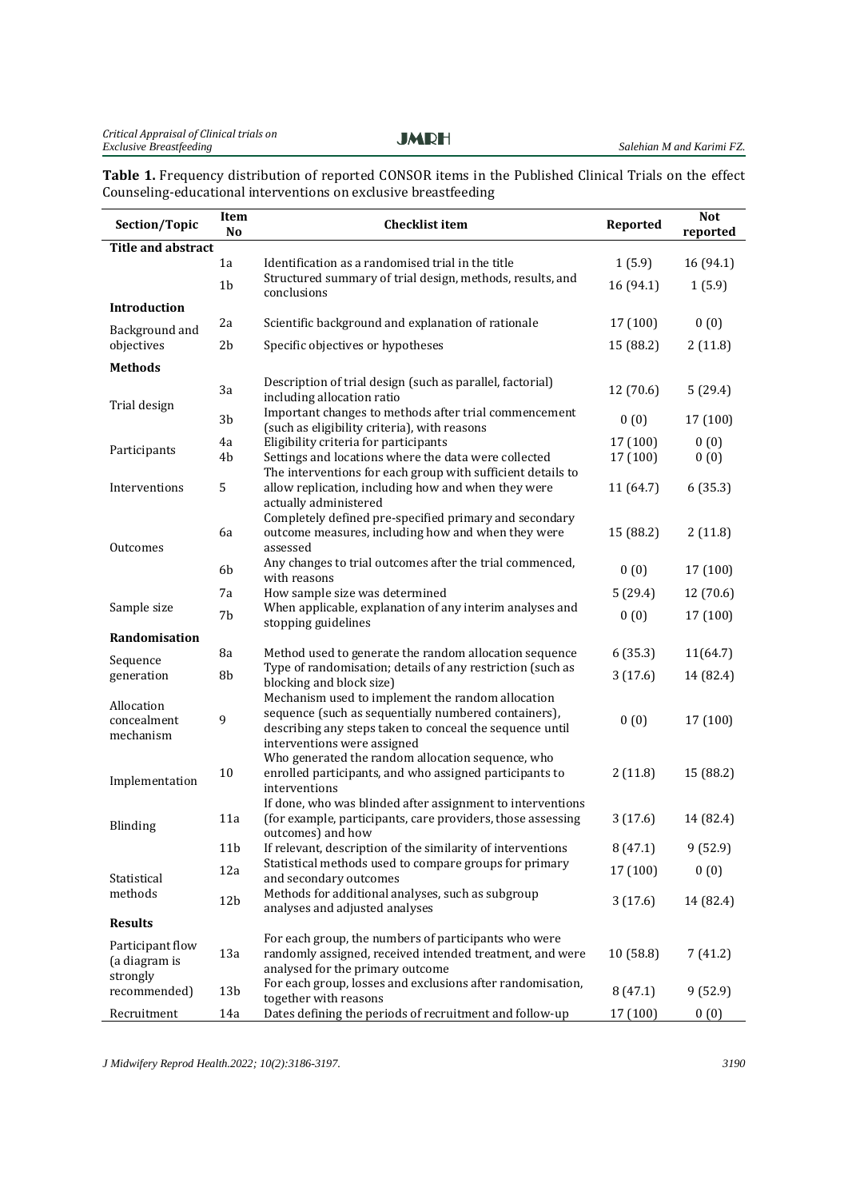**Table 1.** Frequency distribution of reported CONSOR items in the Published Clinical Trials on the effect Counseling-educational interventions on exclusive breastfeeding

| Section/Topic | Item No | Checklist item | Reported | Not reported |
|---|---|---|---|---|
| **Title and abstract** | | | | |
| | 1a | Identification as a randomised trial in the title | 1 (5.9) | 16 (94.1) |
| | 1b | Structured summary of trial design, methods, results, and conclusions | 16 (94.1) | 1 (5.9) |
| **Introduction** | | | | |
| Background and objectives | 2a | Scientific background and explanation of rationale | 17 (100) | 0 (0) |
| | 2b | Specific objectives or hypotheses | 15 (88.2) | 2 (11.8) |
| **Methods** | | | | |
| Trial design | 3a | Description of trial design (such as parallel, factorial) including allocation ratio | 12 (70.6) | 5 (29.4) |
| | 3b | Important changes to methods after trial commencement (such as eligibility criteria), with reasons | 0 (0) | 17 (100) |
| Participants | 4a | Eligibility criteria for participants | 17 (100) | 0 (0) |
| | 4b | Settings and locations where the data were collected | 17 (100) | 0 (0) |
| Interventions | 5 | The interventions for each group with sufficient details to allow replication, including how and when they were actually administered | 11 (64.7) | 6 (35.3) |
| Outcomes | 6a | Completely defined pre-specified primary and secondary outcome measures, including how and when they were assessed | 15 (88.2) | 2 (11.8) |
| | 6b | Any changes to trial outcomes after the trial commenced, with reasons | 0 (0) | 17 (100) |
| Sample size | 7a | How sample size was determined | 5 (29.4) | 12 (70.6) |
| | 7b | When applicable, explanation of any interim analyses and stopping guidelines | 0 (0) | 17 (100) |
| **Randomisation** | | | | |
| Sequence generation | 8a | Method used to generate the random allocation sequence | 6 (35.3) | 11(64.7) |
| | 8b | Type of randomisation; details of any restriction (such as blocking and block size) | 3 (17.6) | 14 (82.4) |
| Allocation concealment mechanism | 9 | Mechanism used to implement the random allocation sequence (such as sequentially numbered containers), describing any steps taken to conceal the sequence until interventions were assigned | 0 (0) | 17 (100) |
| Implementation | 10 | Who generated the random allocation sequence, who enrolled participants, and who assigned participants to interventions | 2 (11.8) | 15 (88.2) |
| Blinding | 11a | If done, who was blinded after assignment to interventions (for example, participants, care providers, those assessing outcomes) and how | 3 (17.6) | 14 (82.4) |
| | 11b | If relevant, description of the similarity of interventions | 8 (47.1) | 9 (52.9) |
| Statistical methods | 12a | Statistical methods used to compare groups for primary and secondary outcomes | 17 (100) | 0 (0) |
| | 12b | Methods for additional analyses, such as subgroup analyses and adjusted analyses | 3 (17.6) | 14 (82.4) |
| **Results** | | | | |
| Participant flow (a diagram is strongly recommended) | 13a | For each group, the numbers of participants who were randomly assigned, received intended treatment, and were analysed for the primary outcome | 10 (58.8) | 7 (41.2) |
| | 13b | For each group, losses and exclusions after randomisation, together with reasons | 8 (47.1) | 9 (52.9) |
| Recruitment | 14a | Dates defining the periods of recruitment and follow-up | 17 (100) | 0 (0) |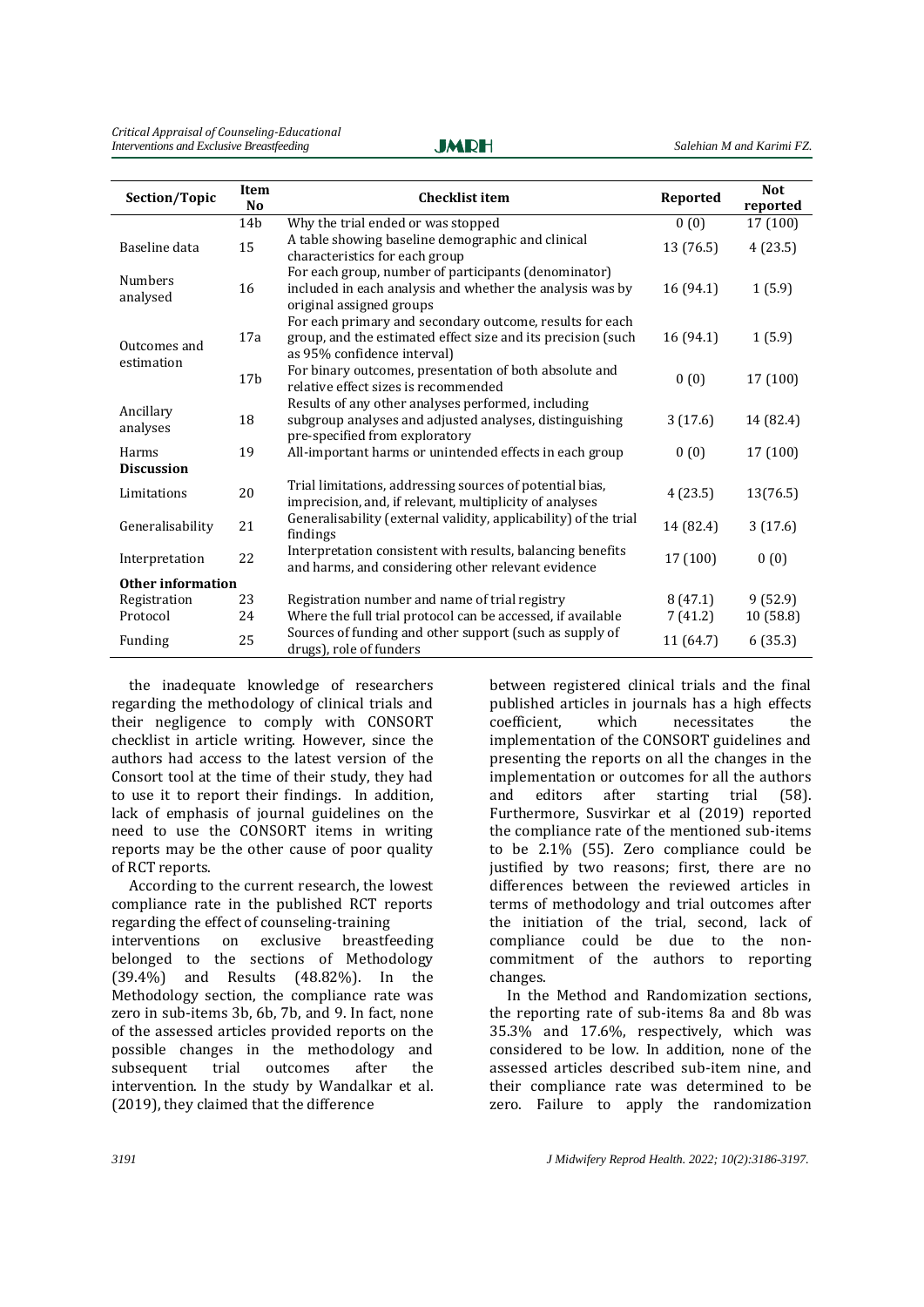| Section/Topic | Item No | Checklist item | Reported | Not reported |
|---|---|---|---|---|
| | 14b | Why the trial ended or was stopped | 0 (0) | 17 (100) |
| Baseline data | 15 | A table showing baseline demographic and clinical characteristics for each group | 13 (76.5) | 4 (23.5) |
| Numbers analysed | 16 | For each group, number of participants (denominator) included in each analysis and whether the analysis was by original assigned groups | 16 (94.1) | 1 (5.9) |
| Outcomes and estimation | 17a | For each primary and secondary outcome, results for each group, and the estimated effect size and its precision (such as 95% confidence interval) | 16 (94.1) | 1 (5.9) |
| | 17b | For binary outcomes, presentation of both absolute and relative effect sizes is recommended | 0 (0) | 17 (100) |
| Ancillary analyses | 18 | Results of any other analyses performed, including subgroup analyses and adjusted analyses, distinguishing pre-specified from exploratory | 3 (17.6) | 14 (82.4) |
| Harms | 19 | All-important harms or unintended effects in each group | 0 (0) | 17 (100) |
| **Discussion** | | | | |
| Limitations | 20 | Trial limitations, addressing sources of potential bias, imprecision, and, if relevant, multiplicity of analyses | 4 (23.5) | 13(76.5) |
| Generalisability | 21 | Generalisability (external validity, applicability) of the trial findings | 14 (82.4) | 3 (17.6) |
| Interpretation | 22 | Interpretation consistent with results, balancing benefits and harms, and considering other relevant evidence | 17 (100) | 0 (0) |
| **Other information** | | | | |
| Registration | 23 | Registration number and name of trial registry | 8 (47.1) | 9 (52.9) |
| Protocol | 24 | Where the full trial protocol can be accessed, if available | 7 (41.2) | 10 (58.8) |
| Funding | 25 | Sources of funding and other support (such as supply of drugs), role of funders | 11 (64.7) | 6 (35.3) |

the inadequate knowledge of researchers regarding the methodology of clinical trials and their negligence to comply with CONSORT checklist in article writing. However, since the authors had access to the latest version of the Consort tool at the time of their study, they had to use it to report their findings. In addition, lack of emphasis of journal guidelines on the need to use the CONSORT items in writing reports may be the other cause of poor quality of RCT reports.

According to the current research, the lowest compliance rate in the published RCT reports regarding the effect of counseling-training interventions on exclusive breastfeeding belonged to the sections of Methodology (39.4%) and Results (48.82%). In the Methodology section, the compliance rate was zero in sub-items 3b, 6b, 7b, and 9. In fact, none of the assessed articles provided reports on the possible changes in the methodology and subsequent trial outcomes after the intervention. In the study by Wandalkar et al. (2019), they claimed that the difference between registered clinical trials and the final published articles in journals has a high effects coefficient, which necessitates the implementation of the CONSORT guidelines and presenting the reports on all the changes in the implementation or outcomes for all the authors and editors after starting trial (58). Furthermore, Susvirkar et al (2019) reported the compliance rate of the mentioned sub-items to be 2.1% (55). Zero compliance could be justified by two reasons; first, there are no differences between the reviewed articles in terms of methodology and trial outcomes after the initiation of the trial, second, lack of compliance could be due to the non-commitment of the authors to reporting changes.

In the Method and Randomization sections, the reporting rate of sub-items 8a and 8b was 35.3% and 17.6%, respectively, which was considered to be low. In addition, none of the assessed articles described sub-item nine, and their compliance rate was determined to be zero. Failure to apply the randomization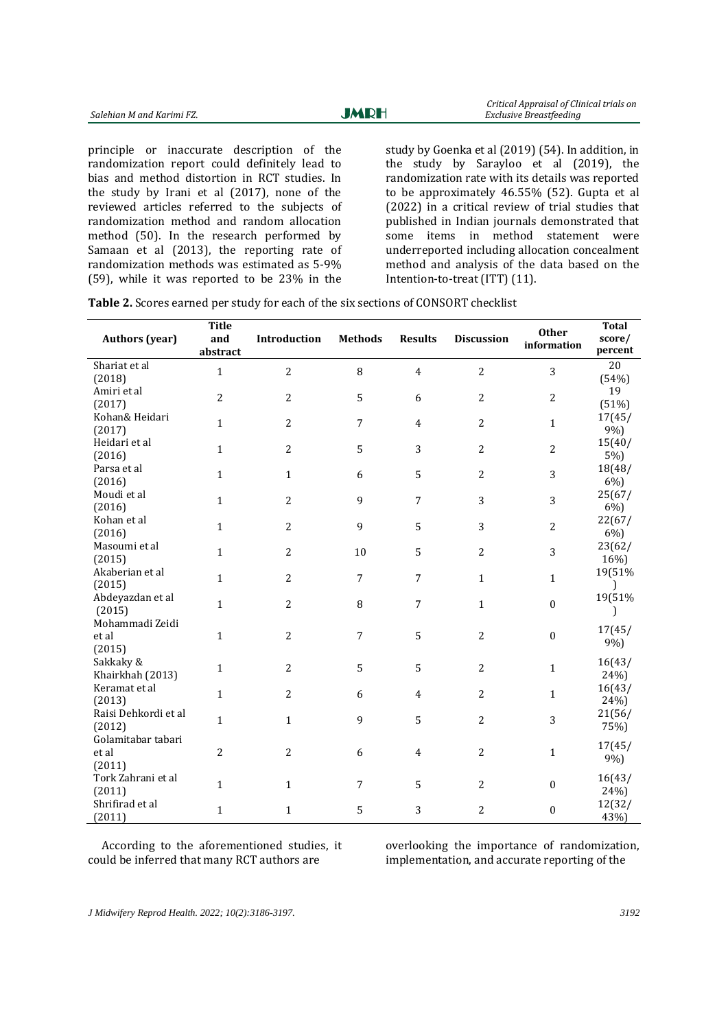principle or inaccurate description of the randomization report could definitely lead to bias and method distortion in RCT studies. In the study by Irani et al (2017), none of the reviewed articles referred to the subjects of randomization method and random allocation method (50). In the research performed by Samaan et al (2013), the reporting rate of randomization methods was estimated as 5-9% (59), while it was reported to be 23% in the study by Goenka et al (2019) (54). In addition, in the study by Sarayloo et al (2019), the randomization rate with its details was reported to be approximately 46.55% (52). Gupta et al (2022) in a critical review of trial studies that published in Indian journals demonstrated that some items in method statement were underreported including allocation concealment method and analysis of the data based on the Intention-to-treat (ITT) (11).

**Table 2.** Scores earned per study for each of the six sections of CONSORT checklist

| Authors (year) | Title and abstract | Introduction | Methods | Results | Discussion | Other information | Total score/ percent |
|---|---|---|---|---|---|---|---|
| Shariat et al (2018) | 1 | 2 | 8 | 4 | 2 | 3 | 20 (54%) |
| Amiri et al (2017) | 2 | 2 | 5 | 6 | 2 | 2 | 19 (51%) |
| Kohan& Heidari (2017) | 1 | 2 | 7 | 4 | 2 | 1 | 17(45/ 9%) |
| Heidari et al (2016) | 1 | 2 | 5 | 3 | 2 | 2 | 15(40/ 5%) |
| Parsa et al (2016) | 1 | 1 | 6 | 5 | 2 | 3 | 18(48/ 6%) |
| Moudi et al (2016) | 1 | 2 | 9 | 7 | 3 | 3 | 25(67/ 6%) |
| Kohan et al (2016) | 1 | 2 | 9 | 5 | 3 | 2 | 22(67/ 6%) |
| Masoumi et al (2015) | 1 | 2 | 10 | 5 | 2 | 3 | 23(62/ 16%) |
| Akaberian et al (2015) | 1 | 2 | 7 | 7 | 1 | 1 | 19(51%) |
| Abdeyazdan et al (2015) | 1 | 2 | 8 | 7 | 1 | 0 | 19(51%) |
| Mohammadi Zeidi et al (2015) | 1 | 2 | 7 | 5 | 2 | 0 | 17(45/ 9%) |
| Sakkaky & Khairkhah (2013) | 1 | 2 | 5 | 5 | 2 | 1 | 16(43/ 24%) |
| Keramat et al (2013) | 1 | 2 | 6 | 4 | 2 | 1 | 16(43/ 24%) |
| Raisi Dehkordi et al (2012) | 1 | 1 | 9 | 5 | 2 | 3 | 21(56/ 75%) |
| Golamitabar tabari et al (2011) | 2 | 2 | 6 | 4 | 2 | 1 | 17(45/ 9%) |
| Tork Zahrani et al (2011) | 1 | 1 | 7 | 5 | 2 | 0 | 16(43/ 24%) |
| Shrifirad et al (2011) | 1 | 1 | 5 | 3 | 2 | 0 | 12(32/ 43%) |

According to the aforementioned studies, it could be inferred that many RCT authors are overlooking the importance of randomization, implementation, and accurate reporting of the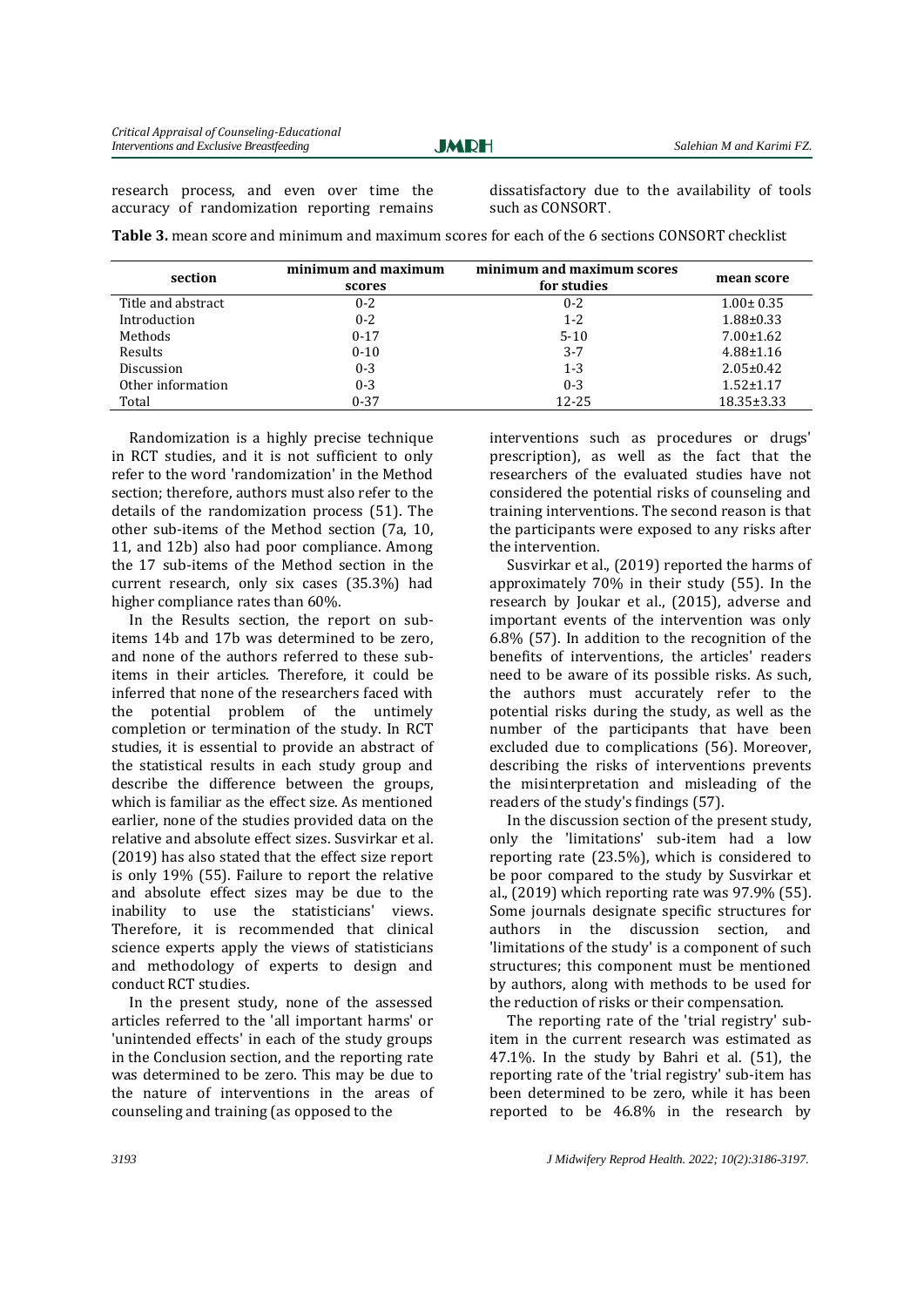research process, and even over time the accuracy of randomization reporting remains dissatisfactory due to the availability of tools such as CONSORT.

**Table 3.** mean score and minimum and maximum scores for each of the 6 sections CONSORT checklist

| section | minimum and maximum scores | minimum and maximum scores for studies | mean score |
|---|---|---|---|
| Title and abstract | 0-2 | 0-2 | 1.00± 0.35 |
| Introduction | 0-2 | 1-2 | 1.88±0.33 |
| Methods | 0-17 | 5-10 | 7.00±1.62 |
| Results | 0-10 | 3-7 | 4.88±1.16 |
| Discussion | 0-3 | 1-3 | 2.05±0.42 |
| Other information | 0-3 | 0-3 | 1.52±1.17 |
| Total | 0-37 | 12-25 | 18.35±3.33 |

Randomization is a highly precise technique in RCT studies, and it is not sufficient to only refer to the word 'randomization' in the Method section; therefore, authors must also refer to the details of the randomization process (51). The other sub-items of the Method section (7a, 10, 11, and 12b) also had poor compliance. Among the 17 sub-items of the Method section in the current research, only six cases (35.3%) had higher compliance rates than 60%.

In the Results section, the report on sub-items 14b and 17b was determined to be zero, and none of the authors referred to these sub-items in their articles. Therefore, it could be inferred that none of the researchers faced with the potential problem of the untimely completion or termination of the study. In RCT studies, it is essential to provide an abstract of the statistical results in each study group and describe the difference between the groups, which is familiar as the effect size. As mentioned earlier, none of the studies provided data on the relative and absolute effect sizes. Susvirkar et al. (2019) has also stated that the effect size report is only 19% (55). Failure to report the relative and absolute effect sizes may be due to the inability to use the statisticians' views. Therefore, it is recommended that clinical science experts apply the views of statisticians and methodology of experts to design and conduct RCT studies.

In the present study, none of the assessed articles referred to the 'all important harms' or 'unintended effects' in each of the study groups in the Conclusion section, and the reporting rate was determined to be zero. This may be due to the nature of interventions in the areas of counseling and training (as opposed to the interventions such as procedures or drugs' prescription), as well as the fact that the researchers of the evaluated studies have not considered the potential risks of counseling and training interventions. The second reason is that the participants were exposed to any risks after the intervention.

Susvirkar et al., (2019) reported the harms of approximately 70% in their study (55). In the research by Joukar et al., (2015), adverse and important events of the intervention was only 6.8% (57). In addition to the recognition of the benefits of interventions, the articles' readers need to be aware of its possible risks. As such, the authors must accurately refer to the potential risks during the study, as well as the number of the participants that have been excluded due to complications (56). Moreover, describing the risks of interventions prevents the misinterpretation and misleading of the readers of the study's findings (57).

In the discussion section of the present study, only the 'limitations' sub-item had a low reporting rate (23.5%), which is considered to be poor compared to the study by Susvirkar et al., (2019) which reporting rate was 97.9% (55). Some journals designate specific structures for authors in the discussion section, and 'limitations of the study' is a component of such structures; this component must be mentioned by authors, along with methods to be used for the reduction of risks or their compensation.

The reporting rate of the 'trial registry' sub-item in the current research was estimated as 47.1%. In the study by Bahri et al. (51), the reporting rate of the 'trial registry' sub-item has been determined to be zero, while it has been reported to be 46.8% in the research by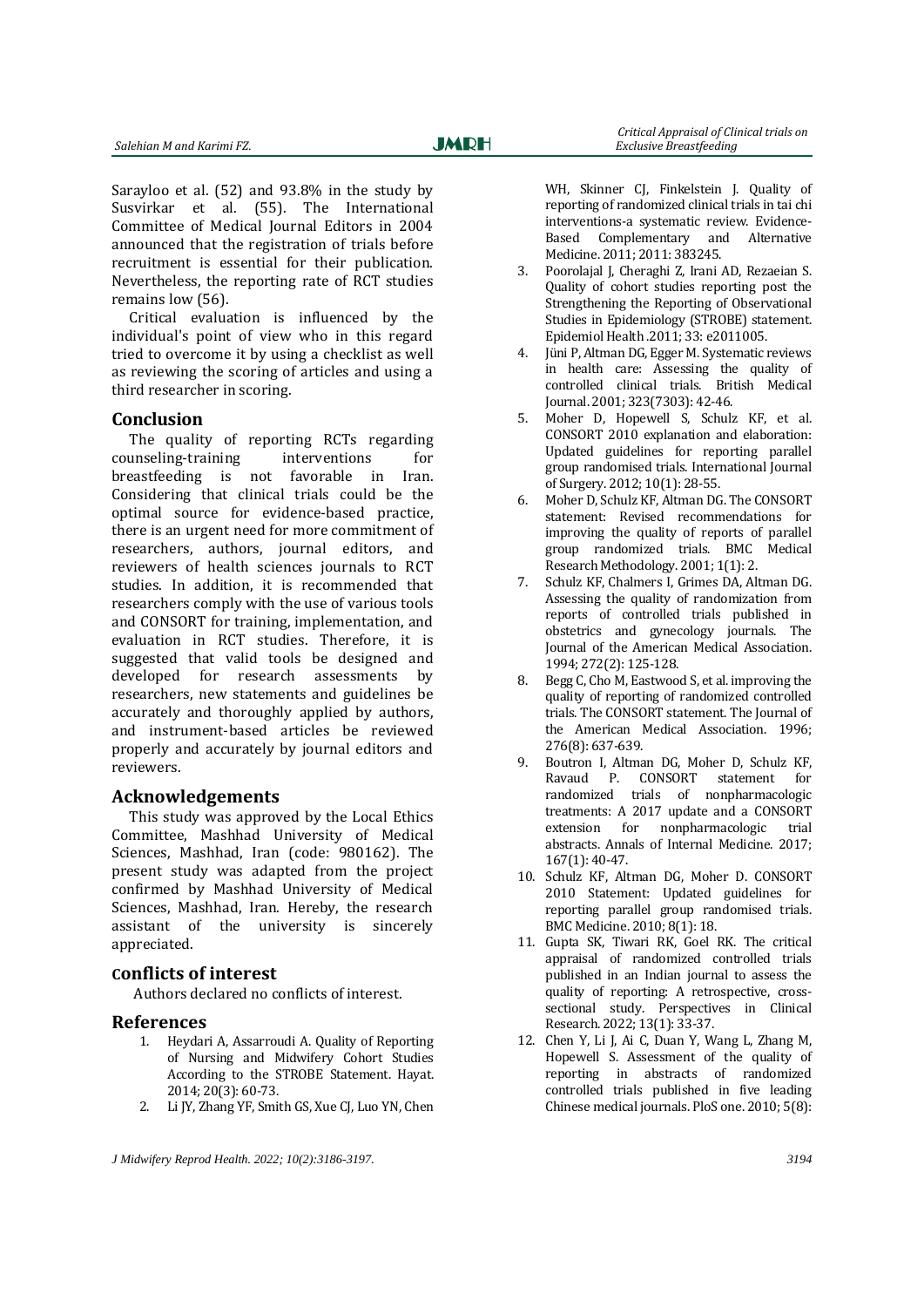Sarayloo et al. (52) and 93.8% in the study by Susvirkar et al. (55). The International Committee of Medical Journal Editors in 2004 announced that the registration of trials before recruitment is essential for their publication. Nevertheless, the reporting rate of RCT studies remains low (56).

Critical evaluation is influenced by the individual's point of view who in this regard tried to overcome it by using a checklist as well as reviewing the scoring of articles and using a third researcher in scoring.

## Conclusion

The quality of reporting RCTs regarding counseling-training interventions for breastfeeding is not favorable in Iran. Considering that clinical trials could be the optimal source for evidence-based practice, there is an urgent need for more commitment of researchers, authors, journal editors, and reviewers of health sciences journals to RCT studies. In addition, it is recommended that researchers comply with the use of various tools and CONSORT for training, implementation, and evaluation in RCT studies. Therefore, it is suggested that valid tools be designed and developed for research assessments by researchers, new statements and guidelines be accurately and thoroughly applied by authors, and instrument-based articles be reviewed properly and accurately by journal editors and reviewers.

## Acknowledgements

This study was approved by the Local Ethics Committee, Mashhad University of Medical Sciences, Mashhad, Iran (code: 980162). The present study was adapted from the project confirmed by Mashhad University of Medical Sciences, Mashhad, Iran. Hereby, the research assistant of the university is sincerely appreciated.

## Conflicts of interest

Authors declared no conflicts of interest.

## References

1. Heydari A, Assarroudi A. Quality of Reporting of Nursing and Midwifery Cohort Studies According to the STROBE Statement. Hayat. 2014; 20(3): 60-73.
2. Li JY, Zhang YF, Smith GS, Xue CJ, Luo YN, Chen WH, Skinner CJ, Finkelstein J. Quality of reporting of randomized clinical trials in tai chi interventions-a systematic review. Evidence-Based Complementary and Alternative Medicine. 2011; 2011: 383245.
3. Poorolajal J, Cheraghi Z, Irani AD, Rezaeian S. Quality of cohort studies reporting post the Strengthening the Reporting of Observational Studies in Epidemiology (STROBE) statement. Epidemiol Health .2011; 33: e2011005.
4. Jüni P, Altman DG, Egger M. Systematic reviews in health care: Assessing the quality of controlled clinical trials. British Medical Journal. 2001; 323(7303): 42-46.
5. Moher D, Hopewell S, Schulz KF, et al. CONSORT 2010 explanation and elaboration: Updated guidelines for reporting parallel group randomised trials. International Journal of Surgery. 2012; 10(1): 28-55.
6. Moher D, Schulz KF, Altman DG. The CONSORT statement: Revised recommendations for improving the quality of reports of parallel group randomized trials. BMC Medical Research Methodology. 2001; 1(1): 2.
7. Schulz KF, Chalmers I, Grimes DA, Altman DG. Assessing the quality of randomization from reports of controlled trials published in obstetrics and gynecology journals. The Journal of the American Medical Association. 1994; 272(2): 125-128.
8. Begg C, Cho M, Eastwood S, et al. improving the quality of reporting of randomized controlled trials. The CONSORT statement. The Journal of the American Medical Association. 1996; 276(8): 637-639.
9. Boutron I, Altman DG, Moher D, Schulz KF, Ravaud P. CONSORT statement for randomized trials of nonpharmacologic treatments: A 2017 update and a CONSORT extension for nonpharmacologic trial abstracts. Annals of Internal Medicine. 2017; 167(1): 40-47.
10. Schulz KF, Altman DG, Moher D. CONSORT 2010 Statement: Updated guidelines for reporting parallel group randomised trials. BMC Medicine. 2010; 8(1): 18.
11. Gupta SK, Tiwari RK, Goel RK. The critical appraisal of randomized controlled trials published in an Indian journal to assess the quality of reporting: A retrospective, cross-sectional study. Perspectives in Clinical Research. 2022; 13(1): 33-37.
12. Chen Y, Li J, Ai C, Duan Y, Wang L, Zhang M, Hopewell S. Assessment of the quality of reporting in abstracts of randomized controlled trials published in five leading Chinese medical journals. PloS one. 2010; 5(8):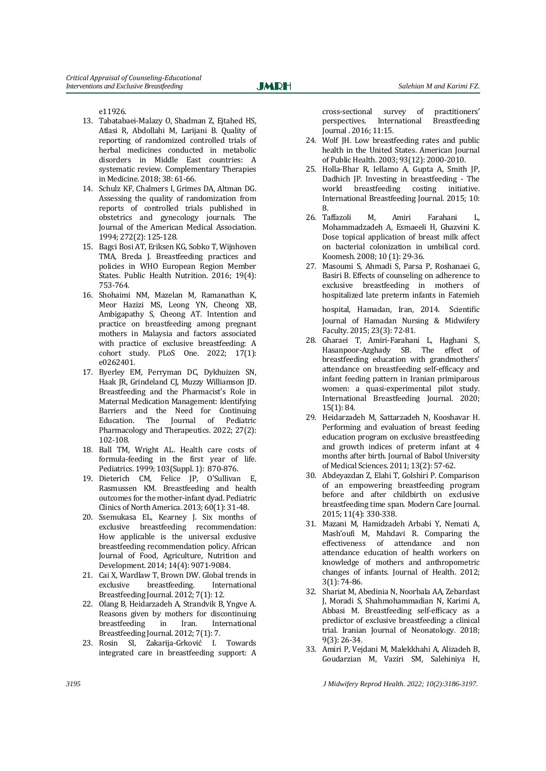e11926.

13. Tabatabaei-Malazy O, Shadman Z, Ejtahed HS, Atlasi R, Abdollahi M, Larijani B. Quality of reporting of randomized controlled trials of herbal medicines conducted in metabolic disorders in Middle East countries: A systematic review. Complementary Therapies in Medicine. 2018; 38: 61-66.
14. Schulz KF, Chalmers I, Grimes DA, Altman DG. Assessing the quality of randomization from reports of controlled trials published in obstetrics and gynecology journals. The Journal of the American Medical Association. 1994; 272(2): 125-128.
15. Bagci Bosi AT, Eriksen KG, Sobko T, Wijnhoven TMA, Breda J. Breastfeeding practices and policies in WHO European Region Member States. Public Health Nutrition. 2016; 19(4): 753-764.
16. Shohaimi NM, Mazelan M, Ramanathan K, Meor Hazizi MS, Leong YN, Cheong XB, Ambigapathy S, Cheong AT. Intention and practice on breastfeeding among pregnant mothers in Malaysia and factors associated with practice of exclusive breastfeeding: A cohort study. PLoS One. 2022; 17(1): e0262401.
17. Byerley EM, Perryman DC, Dykhuizen SN, Haak JR, Grindeland CJ, Muzzy Williamson JD. Breastfeeding and the Pharmacist's Role in Maternal Medication Management: Identifying Barriers and the Need for Continuing Education. The Journal of Pediatric Pharmacology and Therapeutics. 2022; 27(2): 102-108.
18. Ball TM, Wright AL. Health care costs of formula-feeding in the first year of life. Pediatrics. 1999; 103(Suppl. 1): 870-876.
19. Dieterich CM, Felice JP, O'Sullivan E, Rasmussen KM. Breastfeeding and health outcomes for the mother-infant dyad. Pediatric Clinics of North America. 2013; 60(1): 31-48.
20. Ssemukasa EL, Kearney J. Six months of exclusive breastfeeding recommendation: How applicable is the universal exclusive breastfeeding recommendation policy. African Journal of Food, Agriculture, Nutrition and Development. 2014; 14(4): 9071-9084.
21. Cai X, Wardlaw T, Brown DW. Global trends in exclusive breastfeeding. International Breastfeeding Journal. 2012; 7(1): 12.
22. Olang B, Heidarzadeh A, Strandvik B, Yngve A. Reasons given by mothers for discontinuing breastfeeding in Iran. International Breastfeeding Journal. 2012; 7(1): 7.
23. Rosin SI, Zakarija-Grković I. Towards integrated care in breastfeeding support: A cross-sectional survey of practitioners' perspectives. International Breastfeeding Journal . 2016; 11:15.
24. Wolf JH. Low breastfeeding rates and public health in the United States. American Journal of Public Health. 2003; 93(12): 2000-2010.
25. Holla-Bhar R, Iellamo A, Gupta A, Smith JP, Dadhich JP. Investing in breastfeeding - The world breastfeeding costing initiative. International Breastfeeding Journal. 2015; 10: 8.
26. Taffazoli M, Amiri Farahani L, Mohammadzadeh A, Esmaeeli H, Ghazvini K. Dose topical application of breast milk affect on bacterial colonization in umbilical cord. Koomesh. 2008; 10 (1): 29-36.
27. Masoumi S, Ahmadi S, Parsa P, Roshanaei G, Basiri B. Effects of counseling on adherence to exclusive breastfeeding in mothers of hospitalized late preterm infants in Fatemieh hospital, Hamadan, Iran, 2014. Scientific Journal of Hamadan Nursing & Midwifery Faculty. 2015; 23(3): 72-81.
28. Gharaei T, Amiri-Farahani L, Haghani S, Hasanpoor-Azghady SB. The effect of breastfeeding education with grandmothers' attendance on breastfeeding self-efficacy and infant feeding pattern in Iranian primiparous women: a quasi-experimental pilot study. International Breastfeeding Journal. 2020; 15(1): 84.
29. Heidarzadeh M, Sattarzadeh N, Kooshavar H. Performing and evaluation of breast feeding education program on exclusive breastfeeding and growth indices of preterm infant at 4 months after birth. Journal of Babol University of Medical Sciences. 2011; 13(2): 57-62.
30. Abdeyazdan Z, Elahi T, Golshiri P. Comparison of an empowering breastfeeding program before and after childbirth on exclusive breastfeeding time span. Modern Care Journal. 2015; 11(4): 330-338.
31. Mazani M, Hamidzadeh Arbabi Y, Nemati A, Mash'oufi M, Mahdavi R. Comparing the effectiveness of attendance and non attendance education of health workers on knowledge of mothers and anthropometric changes of infants. Journal of Health. 2012; 3(1): 74-86.
32. Shariat M, Abedinia N, Noorbala AA, Zebardast J, Moradi S, Shahmohammadian N, Karimi A, Abbasi M. Breastfeeding self-efficacy as a predictor of exclusive breastfeeding: a clinical trial. Iranian Journal of Neonatology. 2018; 9(3): 26-34.
33. Amiri P, Vejdani M, Malekkhahi A, Alizadeh B, Goudarzian M, Vaziri SM, Salehiniya H,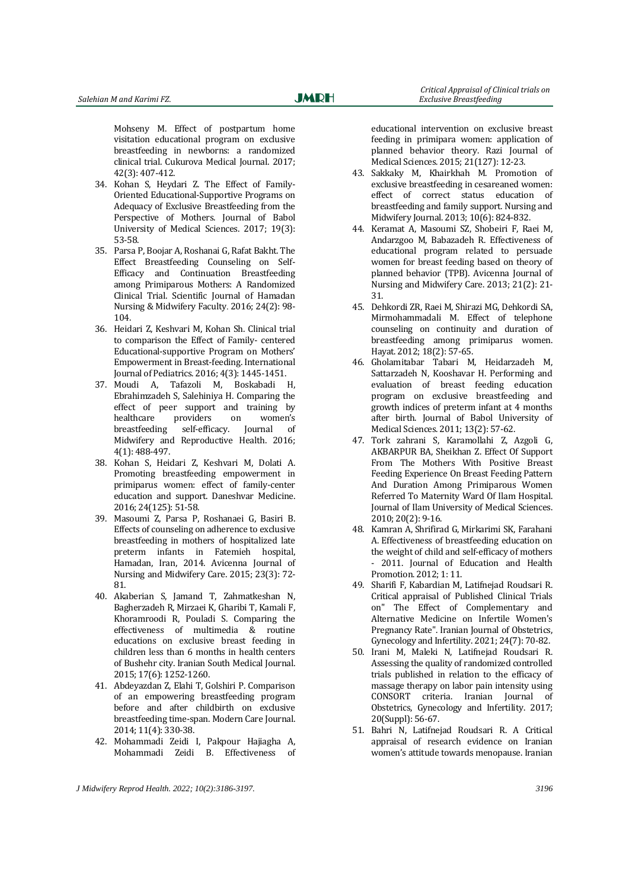Mohseny M. Effect of postpartum home visitation educational program on exclusive breastfeeding in newborns: a randomized clinical trial. Cukurova Medical Journal. 2017; 42(3): 407-412.

34. Kohan S, Heydari Z. The Effect of Family-Oriented Educational-Supportive Programs on Adequacy of Exclusive Breastfeeding from the Perspective of Mothers. Journal of Babol University of Medical Sciences. 2017; 19(3): 53-58.
35. Parsa P, Boojar A, Roshanai G, Rafat Bakht. The Effect Breastfeeding Counseling on Self-Efficacy and Continuation Breastfeeding among Primiparous Mothers: A Randomized Clinical Trial. Scientific Journal of Hamadan Nursing & Midwifery Faculty. 2016; 24(2): 98-104.
36. Heidari Z, Keshvari M, Kohan Sh. Clinical trial to comparison the Effect of Family- centered Educational-supportive Program on Mothers' Empowerment in Breast-feeding. International Journal of Pediatrics. 2016; 4(3): 1445-1451.
37. Moudi A, Tafazoli M, Boskabadi H, Ebrahimzadeh S, Salehiniya H. Comparing the effect of peer support and training by healthcare providers on women's breastfeeding self-efficacy. Journal of Midwifery and Reproductive Health. 2016; 4(1): 488-497.
38. Kohan S, Heidari Z, Keshvari M, Dolati A. Promoting breastfeeding empowerment in primiparus women: effect of family-center education and support. Daneshvar Medicine. 2016; 24(125): 51-58.
39. Masoumi Z, Parsa P, Roshanaei G, Basiri B. Effects of counseling on adherence to exclusive breastfeeding in mothers of hospitalized late preterm infants in Fatemieh hospital, Hamadan, Iran, 2014. Avicenna Journal of Nursing and Midwifery Care. 2015; 23(3): 72-81.
40. Akaberian S, Jamand T, Zahmatkeshan N, Bagherzadeh R, Mirzaei K, Gharibi T, Kamali F, Khoramroodi R, Pouladi S. Comparing the effectiveness of multimedia & routine educations on exclusive breast feeding in children less than 6 months in health centers of Bushehr city. Iranian South Medical Journal. 2015; 17(6): 1252-1260.
41. Abdeyazdan Z, Elahi T, Golshiri P. Comparison of an empowering breastfeeding program before and after childbirth on exclusive breastfeeding time-span. Modern Care Journal. 2014; 11(4): 330-38.
42. Mohammadi Zeidi I, Pakpour Hajiagha A, Mohammadi Zeidi B. Effectiveness of educational intervention on exclusive breast feeding in primipara women: application of planned behavior theory. Razi Journal of Medical Sciences. 2015; 21(127): 12-23.
43. Sakkaky M, Khairkhah M. Promotion of exclusive breastfeeding in cesareaned women: effect of correct status education of breastfeeding and family support. Nursing and Midwifery Journal. 2013; 10(6): 824-832.
44. Keramat A, Masoumi SZ, Shobeiri F, Raei M, Andarzgoo M, Babazadeh R. Effectiveness of educational program related to persuade women for breast feeding based on theory of planned behavior (TPB). Avicenna Journal of Nursing and Midwifery Care. 2013; 21(2): 21-31.
45. Dehkordi ZR, Raei M, Shirazi MG, Dehkordi SA, Mirmohammadali M. Effect of telephone counseling on continuity and duration of breastfeeding among primiparus women. Hayat. 2012; 18(2): 57-65.
46. Gholamitabar Tabari M, Heidarzadeh M, Sattarzadeh N, Kooshavar H. Performing and evaluation of breast feeding education program on exclusive breastfeeding and growth indices of preterm infant at 4 months after birth. Journal of Babol University of Medical Sciences. 2011; 13(2): 57-62.
47. Tork zahrani S, Karamollahi Z, Azgoli G, AKBARPUR BA, Sheikhan Z. Effect Of Support From The Mothers With Positive Breast Feeding Experience On Breast Feeding Pattern And Duration Among Primiparous Women Referred To Maternity Ward Of Ilam Hospital. Journal of Ilam University of Medical Sciences. 2010; 20(2): 9-16.
48. Kamran A, Shrifirad G, Mirkarimi SK, Farahani A. Effectiveness of breastfeeding education on the weight of child and self-efficacy of mothers - 2011. Journal of Education and Health Promotion. 2012; 1: 11.
49. Sharifi F, Kabardian M, Latifnejad Roudsari R. Critical appraisal of Published Clinical Trials on" The Effect of Complementary and Alternative Medicine on Infertile Women's Pregnancy Rate". Iranian Journal of Obstetrics, Gynecology and Infertility. 2021; 24(7): 70-82.
50. Irani M, Maleki N, Latifnejad Roudsari R. Assessing the quality of randomized controlled trials published in relation to the efficacy of massage therapy on labor pain intensity using CONSORT criteria. Iranian Journal of Obstetrics, Gynecology and Infertility. 2017; 20(Suppl): 56-67.
51. Bahri N, Latifnejad Roudsari R. A Critical appraisal of research evidence on Iranian women's attitude towards menopause. Iranian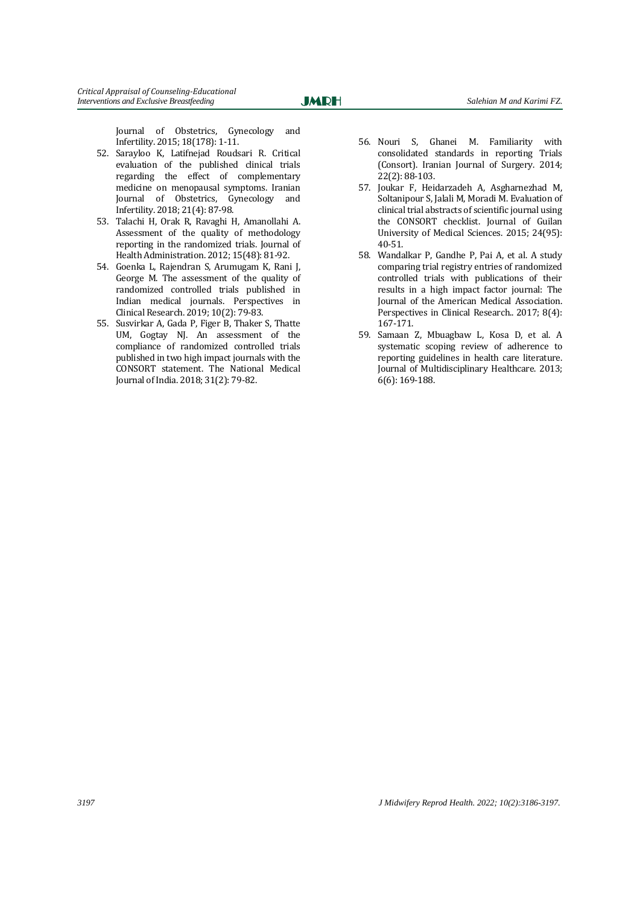Journal of Obstetrics, Gynecology and Infertility. 2015; 18(178): 1-11.

52. Sarayloo K, Latifnejad Roudsari R. Critical evaluation of the published clinical trials regarding the effect of complementary medicine on menopausal symptoms. Iranian Journal of Obstetrics, Gynecology and Infertility. 2018; 21(4): 87-98.
53. Talachi H, Orak R, Ravaghi H, Amanollahi A. Assessment of the quality of methodology reporting in the randomized trials. Journal of Health Administration. 2012; 15(48): 81-92.
54. Goenka L, Rajendran S, Arumugam K, Rani J, George M. The assessment of the quality of randomized controlled trials published in Indian medical journals. Perspectives in Clinical Research. 2019; 10(2): 79-83.
55. Susvirkar A, Gada P, Figer B, Thaker S, Thatte UM, Gogtay NJ. An assessment of the compliance of randomized controlled trials published in two high impact journals with the CONSORT statement. The National Medical Journal of India. 2018; 31(2): 79-82.
56. Nouri S, Ghanei M. Familiarity with consolidated standards in reporting Trials (Consort). Iranian Journal of Surgery. 2014; 22(2): 88-103.
57. Joukar F, Heidarzadeh A, Asgharnezhad M, Soltanipour S, Jalali M, Moradi M. Evaluation of clinical trial abstracts of scientific journal using the CONSORT checklist. Journal of Guilan University of Medical Sciences. 2015; 24(95): 40-51.
58. Wandalkar P, Gandhe P, Pai A, et al. A study comparing trial registry entries of randomized controlled trials with publications of their results in a high impact factor journal: The Journal of the American Medical Association. Perspectives in Clinical Research.. 2017; 8(4): 167-171.
59. Samaan Z, Mbuagbaw L, Kosa D, et al. A systematic scoping review of adherence to reporting guidelines in health care literature. Journal of Multidisciplinary Healthcare. 2013; 6(6): 169-188.